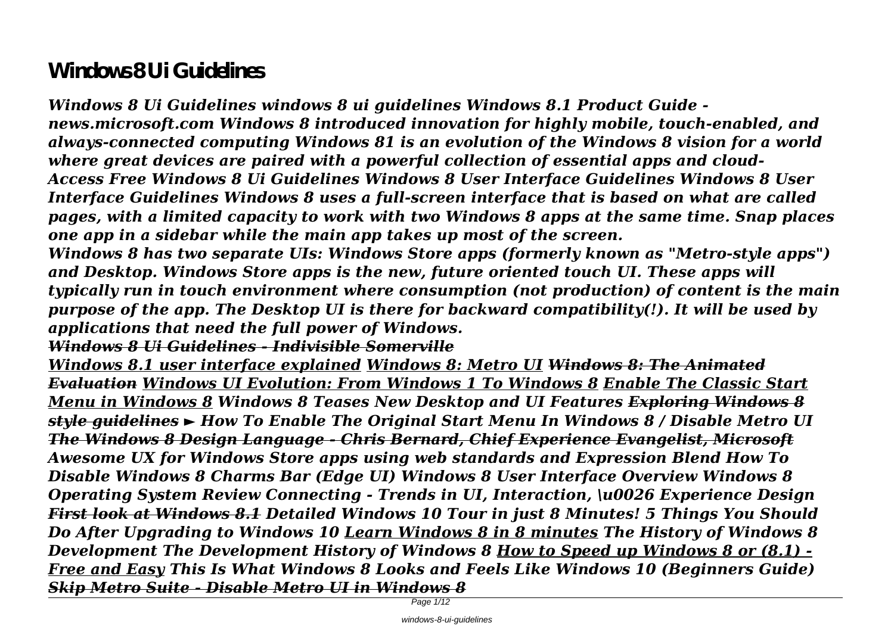# Windows 8 Ui Guidelines

***Windows 8 Ui Guidelines windows 8 ui guidelines Windows 8.1 Product Guide - news.microsoft.com Windows 8 introduced innovation for highly mobile, touch-enabled, and always-connected computing Windows 81 is an evolution of the Windows 8 vision for a world where great devices are paired with a powerful collection of essential apps and cloud-Access Free Windows 8 Ui Guidelines Windows 8 User Interface Guidelines Windows 8 User Interface Guidelines Windows 8 uses a full-screen interface that is based on what are called pages, with a limited capacity to work with two Windows 8 apps at the same time. Snap places one app in a sidebar while the main app takes up most of the screen.***

***Windows 8 has two separate UIs: Windows Store apps (formerly known as "Metro-style apps") and Desktop. Windows Store apps is the new, future oriented touch UI. These apps will typically run in touch environment where consumption (not production) of content is the main purpose of the app. The Desktop UI is there for backward compatibility(!). It will be used by applications that need the full power of Windows.***

***~~Windows 8 Ui Guidelines - Indivisible Somerville~~***

***<u>Windows 8.1 user interface explained</u> <u>Windows 8: Metro UI</u> ~~Windows 8: The Animated Evaluation~~ <u>Windows UI Evolution: From Windows 1 To Windows 8</u> <u>Enable The Classic Start Menu in Windows 8</u> Windows 8 Teases New Desktop and UI Features ~~Exploring Windows 8 style guidelines~~ ► How To Enable The Original Start Menu In Windows 8 / Disable Metro UI ~~The Windows 8 Design Language - Chris Bernard, Chief Experience Evangelist, Microsoft~~ Awesome UX for Windows Store apps using web standards and Expression Blend How To Disable Windows 8 Charms Bar (Edge UI) Windows 8 User Interface Overview Windows 8 Operating System Review Connecting - Trends in UI, Interaction, \u0026 Experience Design ~~First look at Windows 8.1~~ Detailed Windows 10 Tour in just 8 Minutes! 5 Things You Should Do After Upgrading to Windows 10 <u>Learn Windows 8 in 8 minutes</u> The History of Windows 8 Development The Development History of Windows 8 <u>How to Speed up Windows 8 or (8.1) - Free and Easy</u> This Is What Windows 8 Looks and Feels Like Windows 10 (Beginners Guide) ~~Skip Metro Suite - Disable Metro UI in Windows 8~~***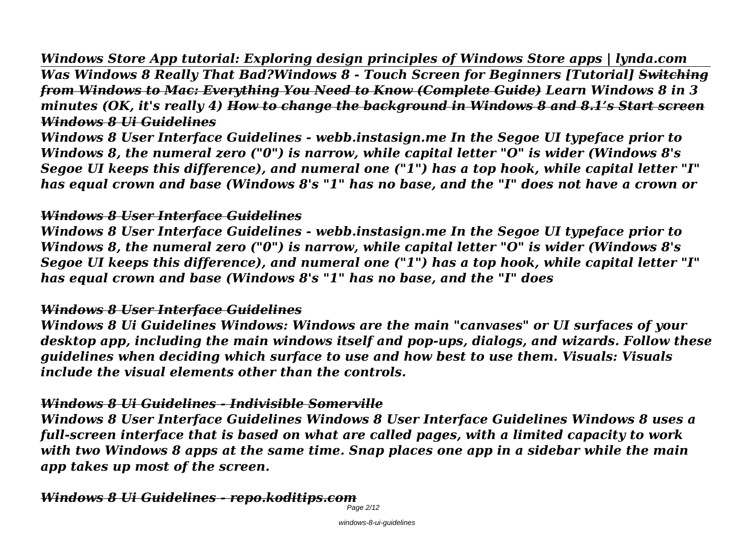*Windows Store App tutorial: Exploring design principles of Windows Store apps | lynda.com*

*Was Windows 8 Really That Bad?Windows 8 - Touch Screen for Beginners [Tutorial] ~~Switching from Windows to Mac: Everything You Need to Know (Complete Guide)~~ Learn Windows 8 in 3 minutes (OK, it's really 4) ~~How to change the background in Windows 8 and 8.1's Start screen~~ ~~Windows 8 Ui Guidelines~~*

*Windows 8 User Interface Guidelines - webb.instasign.me In the Segoe UI typeface prior to Windows 8, the numeral zero ("0") is narrow, while capital letter "O" is wider (Windows 8's Segoe UI keeps this difference), and numeral one ("1") has a top hook, while capital letter "I" has equal crown and base (Windows 8's "1" has no base, and the "I" does not have a crown or*

## *~~Windows 8 User Interface Guidelines~~*

*Windows 8 User Interface Guidelines - webb.instasign.me In the Segoe UI typeface prior to Windows 8, the numeral zero ("0") is narrow, while capital letter "O" is wider (Windows 8's Segoe UI keeps this difference), and numeral one ("1") has a top hook, while capital letter "I" has equal crown and base (Windows 8's "1" has no base, and the "I" does*

## *~~Windows 8 User Interface Guidelines~~*

*Windows 8 Ui Guidelines Windows: Windows are the main "canvases" or UI surfaces of your desktop app, including the main windows itself and pop-ups, dialogs, and wizards. Follow these guidelines when deciding which surface to use and how best to use them. Visuals: Visuals include the visual elements other than the controls.*

## *~~Windows 8 Ui Guidelines - Indivisible Somerville~~*

*Windows 8 User Interface Guidelines Windows 8 User Interface Guidelines Windows 8 uses a full-screen interface that is based on what are called pages, with a limited capacity to work with two Windows 8 apps at the same time. Snap places one app in a sidebar while the main app takes up most of the screen.*

## *~~Windows 8 Ui Guidelines - repo.koditips.com~~*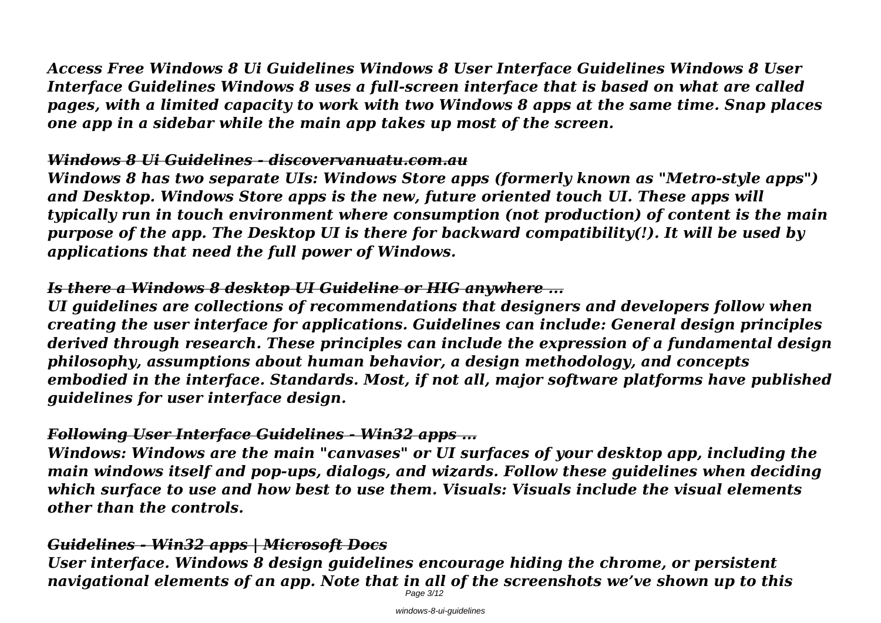*Access Free Windows 8 Ui Guidelines Windows 8 User Interface Guidelines Windows 8 User Interface Guidelines Windows 8 uses a full-screen interface that is based on what are called pages, with a limited capacity to work with two Windows 8 apps at the same time. Snap places one app in a sidebar while the main app takes up most of the screen.*

## *Windows 8 Ui Guidelines - discovervanuatu.com.au*

*Windows 8 has two separate UIs: Windows Store apps (formerly known as "Metro-style apps") and Desktop. Windows Store apps is the new, future oriented touch UI. These apps will typically run in touch environment where consumption (not production) of content is the main purpose of the app. The Desktop UI is there for backward compatibility(!). It will be used by applications that need the full power of Windows.*

## *Is there a Windows 8 desktop UI Guideline or HIG anywhere ...*

*UI guidelines are collections of recommendations that designers and developers follow when creating the user interface for applications. Guidelines can include: General design principles derived through research. These principles can include the expression of a fundamental design philosophy, assumptions about human behavior, a design methodology, and concepts embodied in the interface. Standards. Most, if not all, major software platforms have published guidelines for user interface design.*

## *Following User Interface Guidelines - Win32 apps ...*

*Windows: Windows are the main "canvases" or UI surfaces of your desktop app, including the main windows itself and pop-ups, dialogs, and wizards. Follow these guidelines when deciding which surface to use and how best to use them. Visuals: Visuals include the visual elements other than the controls.*

## *Guidelines - Win32 apps | Microsoft Docs*

*User interface. Windows 8 design guidelines encourage hiding the chrome, or persistent navigational elements of an app. Note that in all of the screenshots we've shown up to this*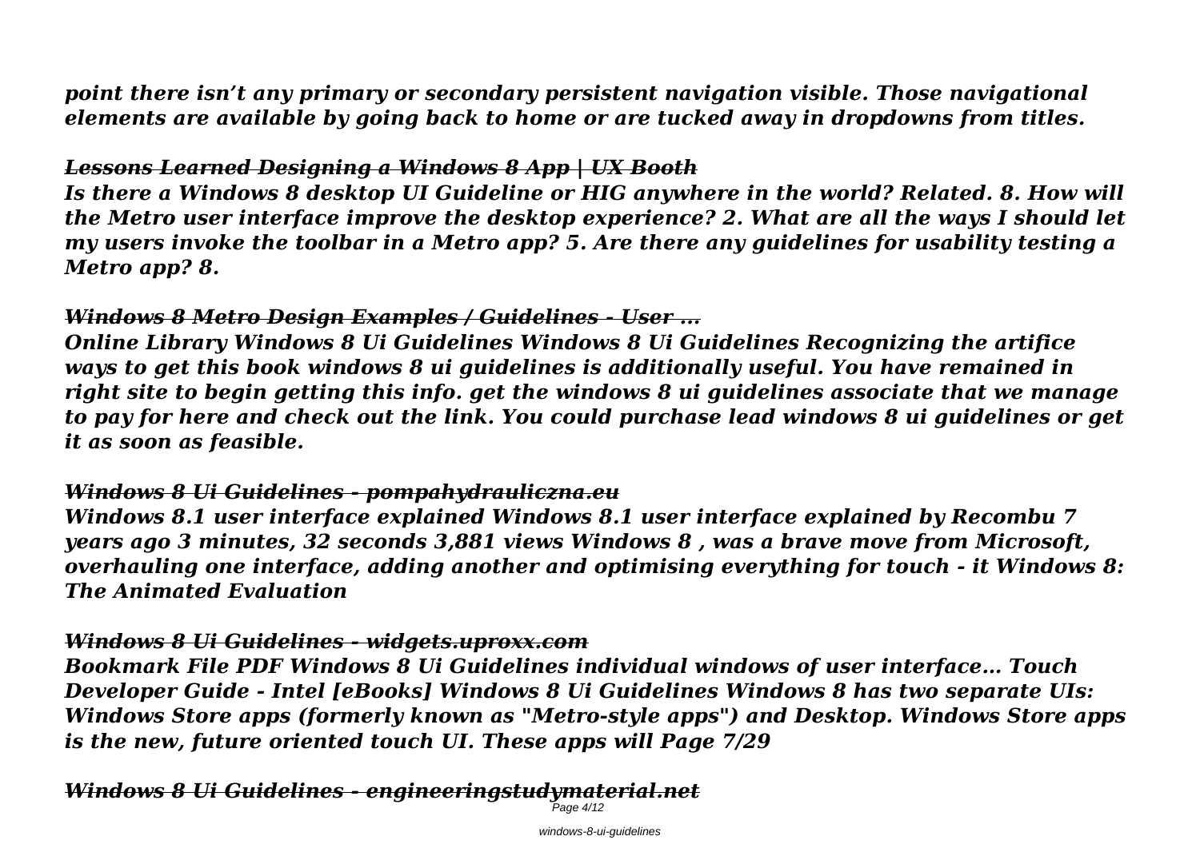*point there isn't any primary or secondary persistent navigation visible. Those navigational elements are available by going back to home or are tucked away in dropdowns from titles.*

## *~~Lessons Learned Designing a Windows 8 App | UX Booth~~*

*Is there a Windows 8 desktop UI Guideline or HIG anywhere in the world? Related. 8. How will the Metro user interface improve the desktop experience? 2. What are all the ways I should let my users invoke the toolbar in a Metro app? 5. Are there any guidelines for usability testing a Metro app? 8.*

## *~~Windows 8 Metro Design Examples / Guidelines - User ...~~*

*Online Library Windows 8 Ui Guidelines Windows 8 Ui Guidelines Recognizing the artifice ways to get this book windows 8 ui guidelines is additionally useful. You have remained in right site to begin getting this info. get the windows 8 ui guidelines associate that we manage to pay for here and check out the link. You could purchase lead windows 8 ui guidelines or get it as soon as feasible.*

## *~~Windows 8 Ui Guidelines - pompahydrauliczna.eu~~*

*Windows 8.1 user interface explained Windows 8.1 user interface explained by Recombu 7 years ago 3 minutes, 32 seconds 3,881 views Windows 8 , was a brave move from Microsoft, overhauling one interface, adding another and optimising everything for touch - it Windows 8: The Animated Evaluation*

## *~~Windows 8 Ui Guidelines - widgets.uproxx.com~~*

*Bookmark File PDF Windows 8 Ui Guidelines individual windows of user interface… Touch Developer Guide - Intel [eBooks] Windows 8 Ui Guidelines Windows 8 has two separate UIs: Windows Store apps (formerly known as "Metro-style apps") and Desktop. Windows Store apps is the new, future oriented touch UI. These apps will Page 7/29*

## *~~Windows 8 Ui Guidelines - engineeringstudymaterial.net~~*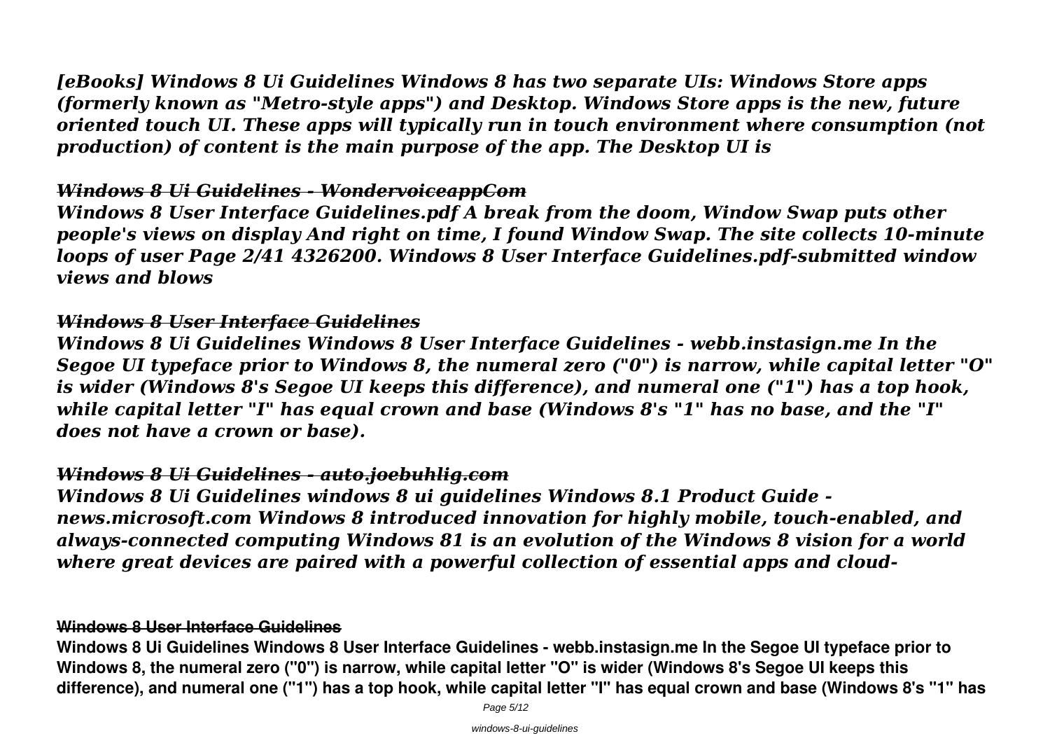*[eBooks] Windows 8 Ui Guidelines Windows 8 has two separate UIs: Windows Store apps (formerly known as "Metro-style apps") and Desktop. Windows Store apps is the new, future oriented touch UI. These apps will typically run in touch environment where consumption (not production) of content is the main purpose of the app. The Desktop UI is*

## *~~Windows 8 Ui Guidelines - WondervoiceappCom~~*

*Windows 8 User Interface Guidelines.pdf A break from the doom, Window Swap puts other people's views on display And right on time, I found Window Swap. The site collects 10-minute loops of user Page 2/41 4326200. Windows 8 User Interface Guidelines.pdf-submitted window views and blows*

## *~~Windows 8 User Interface Guidelines~~*

*Windows 8 Ui Guidelines Windows 8 User Interface Guidelines - webb.instasign.me In the Segoe UI typeface prior to Windows 8, the numeral zero ("0") is narrow, while capital letter "O" is wider (Windows 8's Segoe UI keeps this difference), and numeral one ("1") has a top hook, while capital letter "I" has equal crown and base (Windows 8's "1" has no base, and the "I" does not have a crown or base).*

## *~~Windows 8 Ui Guidelines - auto.joebuhlig.com~~*

*Windows 8 Ui Guidelines windows 8 ui guidelines Windows 8.1 Product Guide - news.microsoft.com Windows 8 introduced innovation for highly mobile, touch-enabled, and always-connected computing Windows 81 is an evolution of the Windows 8 vision for a world where great devices are paired with a powerful collection of essential apps and cloud-*

### ~~Windows 8 User Interface Guidelines~~

**Windows 8 Ui Guidelines Windows 8 User Interface Guidelines - webb.instasign.me In the Segoe UI typeface prior to Windows 8, the numeral zero ("0") is narrow, while capital letter "O" is wider (Windows 8's Segoe UI keeps this difference), and numeral one ("1") has a top hook, while capital letter "I" has equal crown and base (Windows 8's "1" has**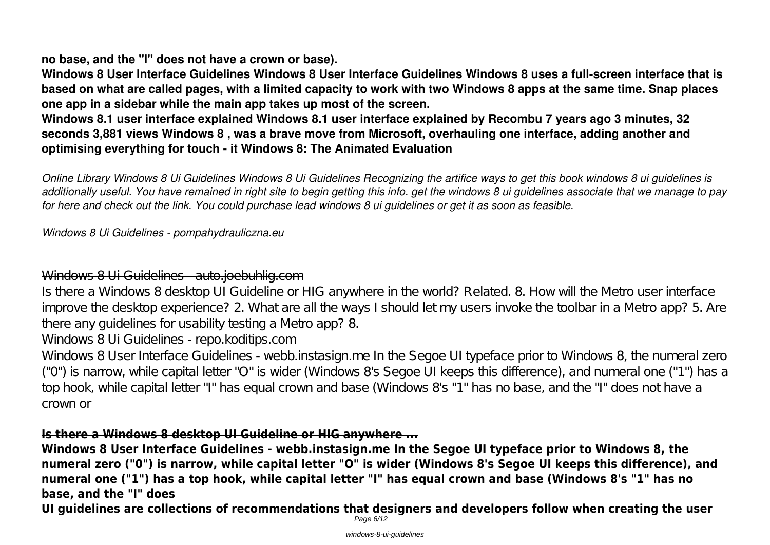**no base, and the "I" does not have a crown or base).**

**Windows 8 User Interface Guidelines Windows 8 User Interface Guidelines Windows 8 uses a full-screen interface that is based on what are called pages, with a limited capacity to work with two Windows 8 apps at the same time. Snap places one app in a sidebar while the main app takes up most of the screen.**

**Windows 8.1 user interface explained Windows 8.1 user interface explained by Recombu 7 years ago 3 minutes, 32 seconds 3,881 views Windows 8 , was a brave move from Microsoft, overhauling one interface, adding another and optimising everything for touch - it Windows 8: The Animated Evaluation**

*Online Library Windows 8 Ui Guidelines Windows 8 Ui Guidelines Recognizing the artifice ways to get this book windows 8 ui guidelines is additionally useful. You have remained in right site to begin getting this info. get the windows 8 ui guidelines associate that we manage to pay for here and check out the link. You could purchase lead windows 8 ui guidelines or get it as soon as feasible.*

*~~Windows 8 Ui Guidelines - pompahydrauliczna.eu~~*

## ~~Windows 8 Ui Guidelines - auto.joebuhlig.com~~

Is there a Windows 8 desktop UI Guideline or HIG anywhere in the world? Related. 8. How will the Metro user interface improve the desktop experience? 2. What are all the ways I should let my users invoke the toolbar in a Metro app? 5. Are there any guidelines for usability testing a Metro app? 8.

## ~~Windows 8 Ui Guidelines - repo.koditips.com~~

Windows 8 User Interface Guidelines - webb.instasign.me In the Segoe UI typeface prior to Windows 8, the numeral zero ("0") is narrow, while capital letter "O" is wider (Windows 8's Segoe UI keeps this difference), and numeral one ("1") has a top hook, while capital letter "I" has equal crown and base (Windows 8's "1" has no base, and the "I" does not have a crown or

## ~~Is there a Windows 8 desktop UI Guideline or HIG anywhere ...~~

**Windows 8 User Interface Guidelines - webb.instasign.me In the Segoe UI typeface prior to Windows 8, the numeral zero ("0") is narrow, while capital letter "O" is wider (Windows 8's Segoe UI keeps this difference), and numeral one ("1") has a top hook, while capital letter "I" has equal crown and base (Windows 8's "1" has no base, and the "I" does**

**UI guidelines are collections of recommendations that designers and developers follow when creating the user**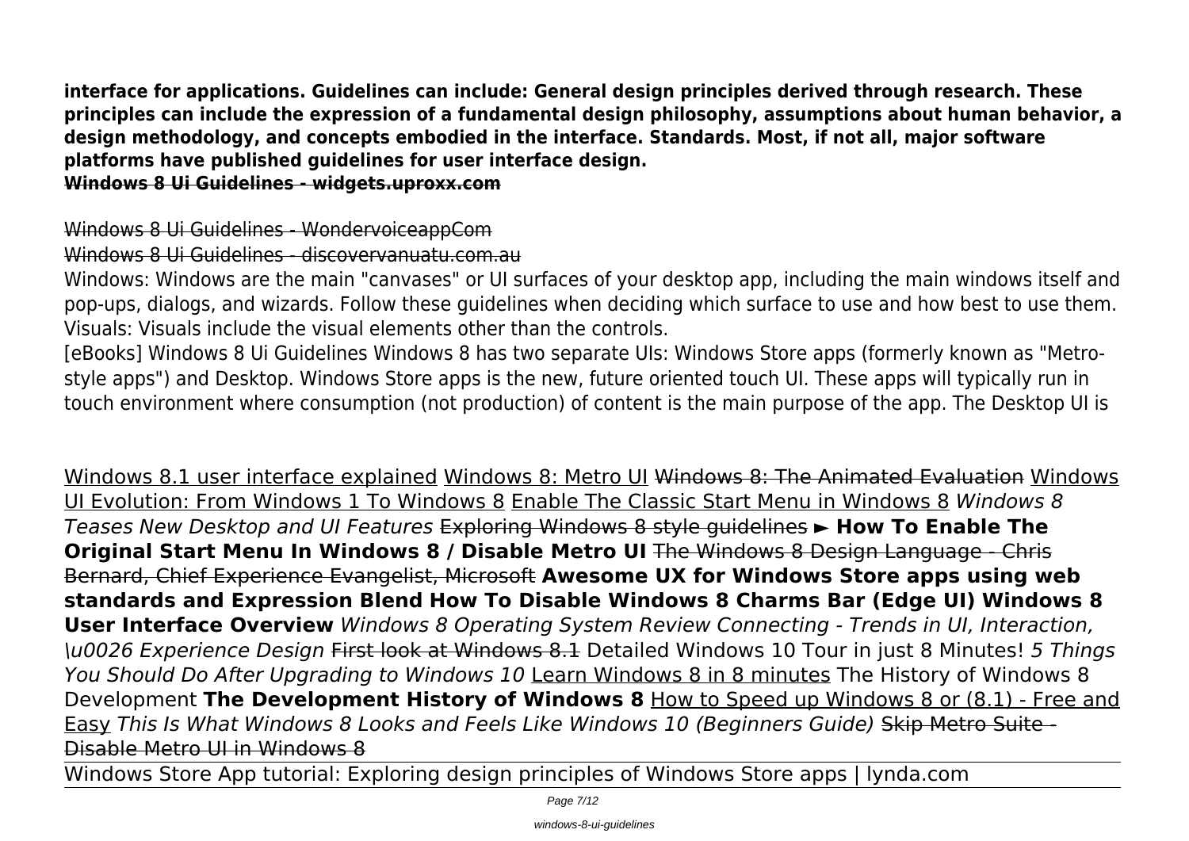**interface for applications. Guidelines can include: General design principles derived through research. These principles can include the expression of a fundamental design philosophy, assumptions about human behavior, a design methodology, and concepts embodied in the interface. Standards. Most, if not all, major software platforms have published guidelines for user interface design.**

**Windows 8 Ui Guidelines - widgets.uproxx.com**

Windows 8 Ui Guidelines - WondervoiceappCom

Windows 8 Ui Guidelines - discovervanuatu.com.au

Windows: Windows are the main "canvases" or UI surfaces of your desktop app, including the main windows itself and pop-ups, dialogs, and wizards. Follow these guidelines when deciding which surface to use and how best to use them. Visuals: Visuals include the visual elements other than the controls.

[eBooks] Windows 8 Ui Guidelines Windows 8 has two separate UIs: Windows Store apps (formerly known as "Metro-style apps") and Desktop. Windows Store apps is the new, future oriented touch UI. These apps will typically run in touch environment where consumption (not production) of content is the main purpose of the app. The Desktop UI is

Windows 8.1 user interface explained Windows 8: Metro UI Windows 8: The Animated Evaluation Windows UI Evolution: From Windows 1 To Windows 8 Enable The Classic Start Menu in Windows 8 *Windows 8 Teases New Desktop and UI Features* Exploring Windows 8 style guidelines **► How To Enable The Original Start Menu In Windows 8 / Disable Metro UI** The Windows 8 Design Language - Chris Bernard, Chief Experience Evangelist, Microsoft **Awesome UX for Windows Store apps using web standards and Expression Blend How To Disable Windows 8 Charms Bar (Edge UI) Windows 8 User Interface Overview** *Windows 8 Operating System Review Connecting - Trends in UI, Interaction, \u0026 Experience Design* First look at Windows 8.1 Detailed Windows 10 Tour in just 8 Minutes! *5 Things You Should Do After Upgrading to Windows 10* Learn Windows 8 in 8 minutes The History of Windows 8 Development **The Development History of Windows 8** How to Speed up Windows 8 or (8.1) - Free and Easy *This Is What Windows 8 Looks and Feels Like Windows 10 (Beginners Guide)* Skip Metro Suite - Disable Metro UI in Windows 8

Windows Store App tutorial: Exploring design principles of Windows Store apps | lynda.com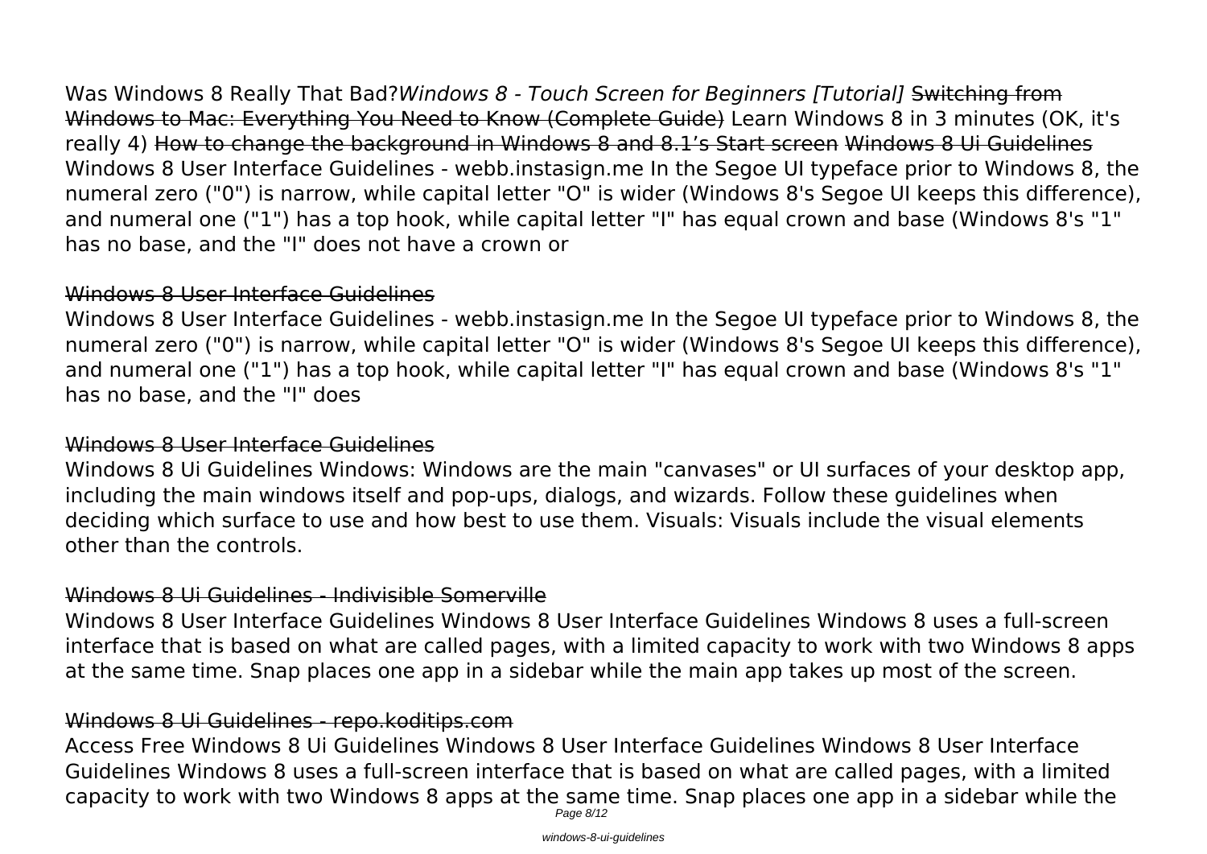Was Windows 8 Really That Bad?*Windows 8 - Touch Screen for Beginners [Tutorial]* ~~Switching from Windows to Mac: Everything You Need to Know (Complete Guide)~~ Learn Windows 8 in 3 minutes (OK, it's really 4) ~~How to change the background in Windows 8 and 8.1's Start screen~~ ~~Windows 8 Ui Guidelines~~ Windows 8 User Interface Guidelines - webb.instasign.me In the Segoe UI typeface prior to Windows 8, the numeral zero ("0") is narrow, while capital letter "O" is wider (Windows 8's Segoe UI keeps this difference), and numeral one ("1") has a top hook, while capital letter "I" has equal crown and base (Windows 8's "1" has no base, and the "I" does not have a crown or

~~Windows 8 User Interface Guidelines~~

Windows 8 User Interface Guidelines - webb.instasign.me In the Segoe UI typeface prior to Windows 8, the numeral zero ("0") is narrow, while capital letter "O" is wider (Windows 8's Segoe UI keeps this difference), and numeral one ("1") has a top hook, while capital letter "I" has equal crown and base (Windows 8's "1" has no base, and the "I" does

~~Windows 8 User Interface Guidelines~~

Windows 8 Ui Guidelines Windows: Windows are the main "canvases" or UI surfaces of your desktop app, including the main windows itself and pop-ups, dialogs, and wizards. Follow these guidelines when deciding which surface to use and how best to use them. Visuals: Visuals include the visual elements other than the controls.

~~Windows 8 Ui Guidelines - Indivisible Somerville~~

Windows 8 User Interface Guidelines Windows 8 User Interface Guidelines Windows 8 uses a full-screen interface that is based on what are called pages, with a limited capacity to work with two Windows 8 apps at the same time. Snap places one app in a sidebar while the main app takes up most of the screen.

~~Windows 8 Ui Guidelines - repo.koditips.com~~

Access Free Windows 8 Ui Guidelines Windows 8 User Interface Guidelines Windows 8 User Interface Guidelines Windows 8 uses a full-screen interface that is based on what are called pages, with a limited capacity to work with two Windows 8 apps at the same time. Snap places one app in a sidebar while the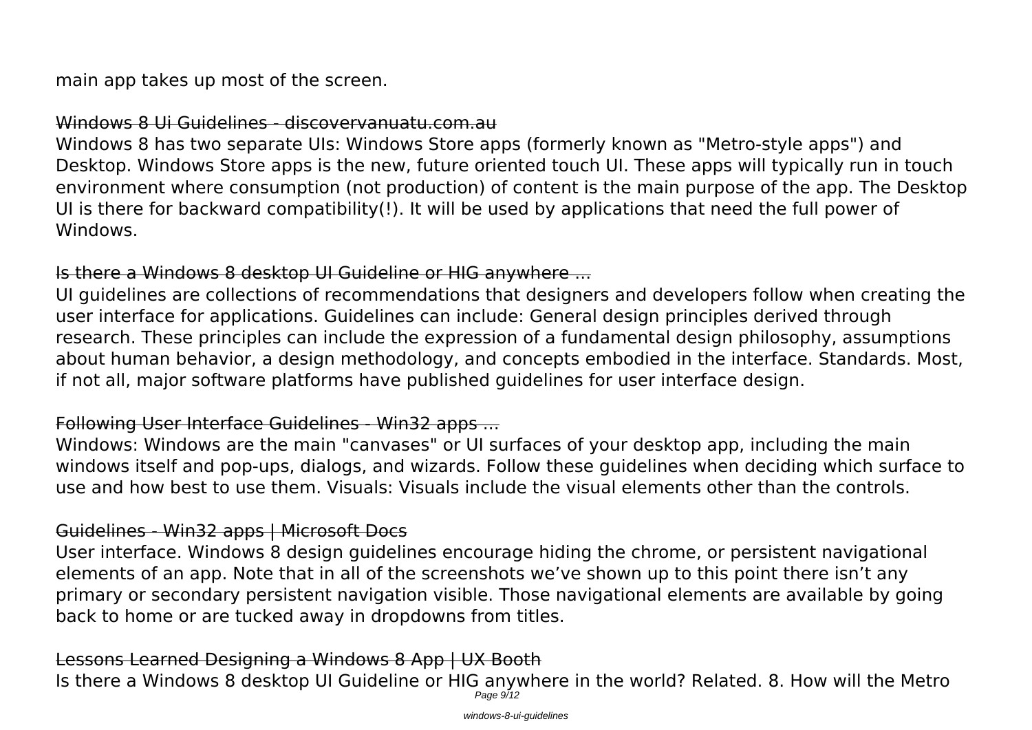main app takes up most of the screen.

~~Windows 8 Ui Guidelines - discovervanuatu.com.au~~

Windows 8 has two separate UIs: Windows Store apps (formerly known as "Metro-style apps") and Desktop. Windows Store apps is the new, future oriented touch UI. These apps will typically run in touch environment where consumption (not production) of content is the main purpose of the app. The Desktop UI is there for backward compatibility(!). It will be used by applications that need the full power of Windows.

~~Is there a Windows 8 desktop UI Guideline or HIG anywhere ...~~

UI guidelines are collections of recommendations that designers and developers follow when creating the user interface for applications. Guidelines can include: General design principles derived through research. These principles can include the expression of a fundamental design philosophy, assumptions about human behavior, a design methodology, and concepts embodied in the interface. Standards. Most, if not all, major software platforms have published guidelines for user interface design.

~~Following User Interface Guidelines - Win32 apps ...~~

Windows: Windows are the main "canvases" or UI surfaces of your desktop app, including the main windows itself and pop-ups, dialogs, and wizards. Follow these guidelines when deciding which surface to use and how best to use them. Visuals: Visuals include the visual elements other than the controls.

~~Guidelines - Win32 apps | Microsoft Docs~~

User interface. Windows 8 design guidelines encourage hiding the chrome, or persistent navigational elements of an app. Note that in all of the screenshots we've shown up to this point there isn't any primary or secondary persistent navigation visible. Those navigational elements are available by going back to home or are tucked away in dropdowns from titles.

~~Lessons Learned Designing a Windows 8 App | UX Booth~~

Is there a Windows 8 desktop UI Guideline or HIG anywhere in the world? Related. 8. How will the Metro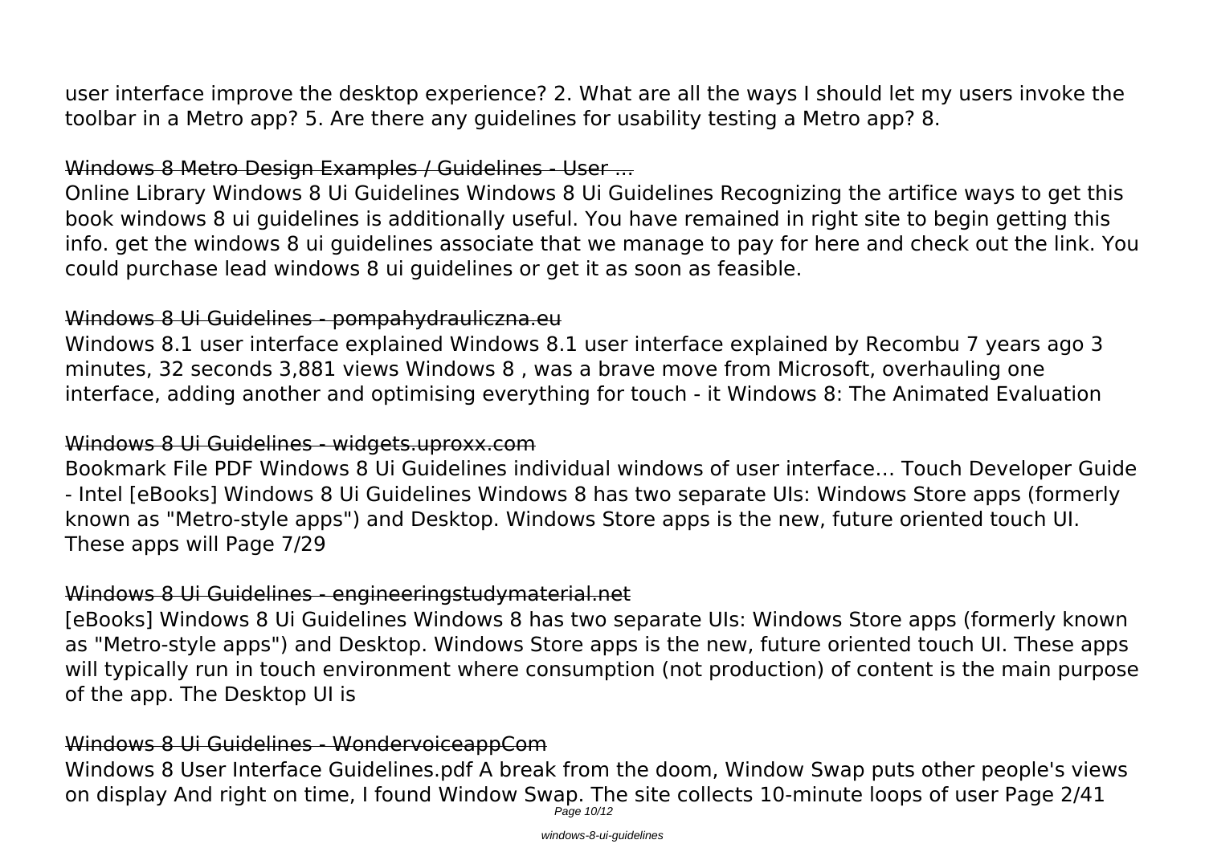user interface improve the desktop experience? 2. What are all the ways I should let my users invoke the toolbar in a Metro app? 5. Are there any guidelines for usability testing a Metro app? 8.

## Windows 8 Metro Design Examples / Guidelines - User ...

Online Library Windows 8 Ui Guidelines Windows 8 Ui Guidelines Recognizing the artifice ways to get this book windows 8 ui guidelines is additionally useful. You have remained in right site to begin getting this info. get the windows 8 ui guidelines associate that we manage to pay for here and check out the link. You could purchase lead windows 8 ui guidelines or get it as soon as feasible.

## Windows 8 Ui Guidelines - pompahydrauliczna.eu

Windows 8.1 user interface explained Windows 8.1 user interface explained by Recombu 7 years ago 3 minutes, 32 seconds 3,881 views Windows 8 , was a brave move from Microsoft, overhauling one interface, adding another and optimising everything for touch - it Windows 8: The Animated Evaluation

## Windows 8 Ui Guidelines - widgets.uproxx.com

Bookmark File PDF Windows 8 Ui Guidelines individual windows of user interface… Touch Developer Guide - Intel [eBooks] Windows 8 Ui Guidelines Windows 8 has two separate UIs: Windows Store apps (formerly known as "Metro-style apps") and Desktop. Windows Store apps is the new, future oriented touch UI. These apps will Page 7/29

## Windows 8 Ui Guidelines - engineeringstudymaterial.net

[eBooks] Windows 8 Ui Guidelines Windows 8 has two separate UIs: Windows Store apps (formerly known as "Metro-style apps") and Desktop. Windows Store apps is the new, future oriented touch UI. These apps will typically run in touch environment where consumption (not production) of content is the main purpose of the app. The Desktop UI is

## Windows 8 Ui Guidelines - WondervoiceappCom

Windows 8 User Interface Guidelines.pdf A break from the doom, Window Swap puts other people's views on display And right on time, I found Window Swap. The site collects 10-minute loops of user Page 2/41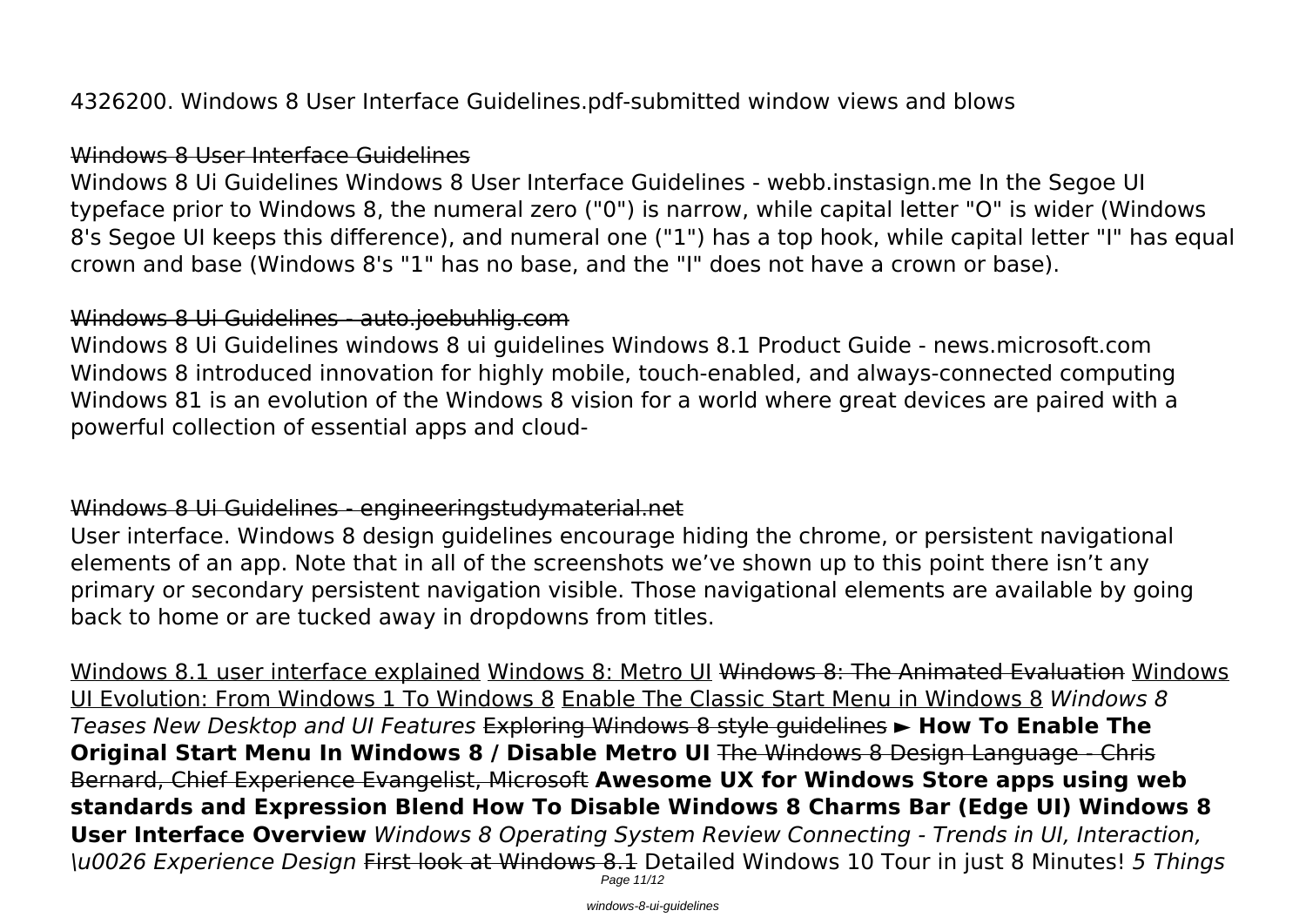4326200. Windows 8 User Interface Guidelines.pdf-submitted window views and blows

~~Windows 8 User Interface Guidelines~~

Windows 8 Ui Guidelines Windows 8 User Interface Guidelines - webb.instasign.me In the Segoe UI typeface prior to Windows 8, the numeral zero ("0") is narrow, while capital letter "O" is wider (Windows 8's Segoe UI keeps this difference), and numeral one ("1") has a top hook, while capital letter "I" has equal crown and base (Windows 8's "1" has no base, and the "I" does not have a crown or base).

~~Windows 8 Ui Guidelines - auto.joebuhlig.com~~

Windows 8 Ui Guidelines windows 8 ui guidelines Windows 8.1 Product Guide - news.microsoft.com Windows 8 introduced innovation for highly mobile, touch-enabled, and always-connected computing Windows 81 is an evolution of the Windows 8 vision for a world where great devices are paired with a powerful collection of essential apps and cloud-

~~Windows 8 Ui Guidelines - engineeringstudymaterial.net~~

User interface. Windows 8 design guidelines encourage hiding the chrome, or persistent navigational elements of an app. Note that in all of the screenshots we've shown up to this point there isn't any primary or secondary persistent navigation visible. Those navigational elements are available by going back to home or are tucked away in dropdowns from titles.

Windows 8.1 user interface explained Windows 8: Metro UI ~~Windows 8: The Animated Evaluation~~ Windows UI Evolution: From Windows 1 To Windows 8 Enable The Classic Start Menu in Windows 8 *Windows 8 Teases New Desktop and UI Features* ~~Exploring Windows 8 style guidelines~~ **► How To Enable The Original Start Menu In Windows 8 / Disable Metro UI** ~~The Windows 8 Design Language - Chris Bernard, Chief Experience Evangelist, Microsoft~~ **Awesome UX for Windows Store apps using web standards and Expression Blend How To Disable Windows 8 Charms Bar (Edge UI) Windows 8 User Interface Overview** *Windows 8 Operating System Review Connecting - Trends in UI, Interaction, \u0026 Experience Design* ~~First look at Windows 8.1~~ Detailed Windows 10 Tour in just 8 Minutes! *5 Things*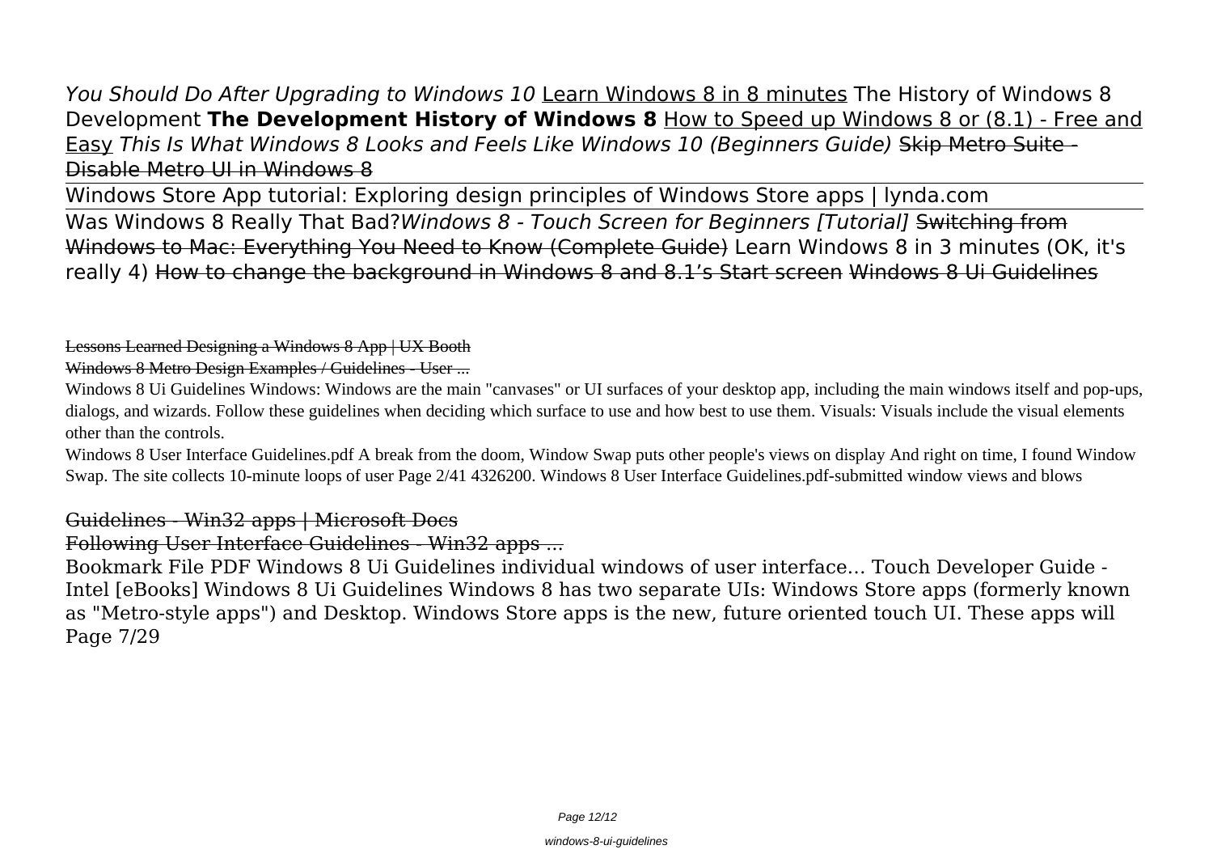*You Should Do After Upgrading to Windows 10* Learn Windows 8 in 8 minutes The History of Windows 8 Development **The Development History of Windows 8** How to Speed up Windows 8 or (8.1) - Free and Easy *This Is What Windows 8 Looks and Feels Like Windows 10 (Beginners Guide)* ~~Skip Metro Suite - Disable Metro UI in Windows 8~~

Windows Store App tutorial: Exploring design principles of Windows Store apps | lynda.com

Was Windows 8 Really That Bad?*Windows 8 - Touch Screen for Beginners [Tutorial]* ~~Switching from Windows to Mac: Everything You Need to Know (Complete Guide)~~ Learn Windows 8 in 3 minutes (OK, it's really 4) ~~How to change the background in Windows 8 and 8.1's Start screen~~ ~~Windows 8 Ui Guidelines~~

~~Lessons Learned Designing a Windows 8 App | UX Booth~~

~~Windows 8 Metro Design Examples / Guidelines - User ...~~

Windows 8 Ui Guidelines Windows: Windows are the main "canvases" or UI surfaces of your desktop app, including the main windows itself and pop-ups, dialogs, and wizards. Follow these guidelines when deciding which surface to use and how best to use them. Visuals: Visuals include the visual elements other than the controls.

Windows 8 User Interface Guidelines.pdf A break from the doom, Window Swap puts other people's views on display And right on time, I found Window Swap. The site collects 10-minute loops of user Page 2/41 4326200. Windows 8 User Interface Guidelines.pdf-submitted window views and blows

~~Guidelines - Win32 apps | Microsoft Docs~~

~~Following User Interface Guidelines - Win32 apps ...~~

Bookmark File PDF Windows 8 Ui Guidelines individual windows of user interface… Touch Developer Guide - Intel [eBooks] Windows 8 Ui Guidelines Windows 8 has two separate UIs: Windows Store apps (formerly known as "Metro-style apps") and Desktop. Windows Store apps is the new, future oriented touch UI. These apps will Page 7/29